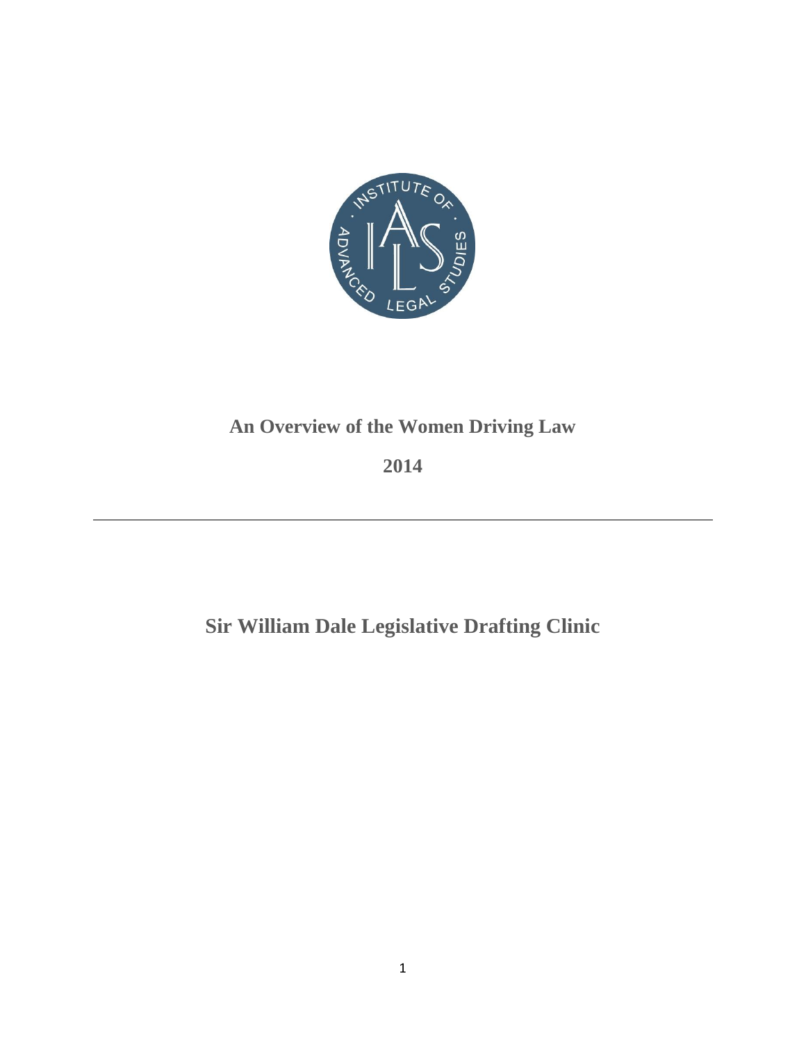# An Overview of the Women Driving Law

**2014**

---

## Sir William Dale Legislative Drafting Clinic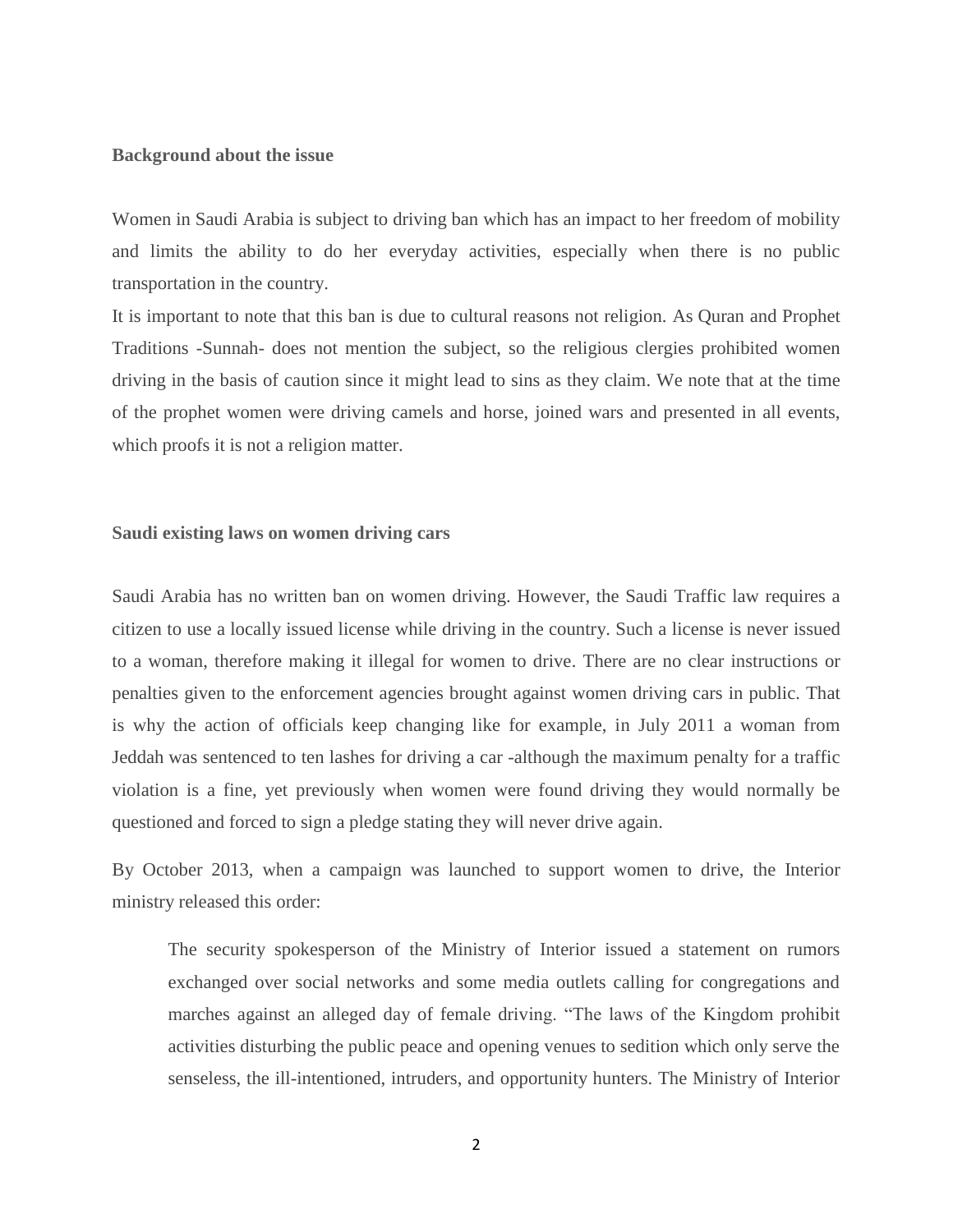**Background about the issue**

Women in Saudi Arabia is subject to driving ban which has an impact to her freedom of mobility and limits the ability to do her everyday activities, especially when there is no public transportation in the country.

It is important to note that this ban is due to cultural reasons not religion. As Quran and Prophet Traditions -Sunnah- does not mention the subject, so the religious clergies prohibited women driving in the basis of caution since it might lead to sins as they claim. We note that at the time of the prophet women were driving camels and horse, joined wars and presented in all events, which proofs it is not a religion matter.

**Saudi existing laws on women driving cars**

Saudi Arabia has no written ban on women driving. However, the Saudi Traffic law requires a citizen to use a locally issued license while driving in the country. Such a license is never issued to a woman, therefore making it illegal for women to drive. There are no clear instructions or penalties given to the enforcement agencies brought against women driving cars in public. That is why the action of officials keep changing like for example, in July 2011 a woman from Jeddah was sentenced to ten lashes for driving a car -although the maximum penalty for a traffic violation is a fine, yet previously when women were found driving they would normally be questioned and forced to sign a pledge stating they will never drive again.

By October 2013, when a campaign was launched to support women to drive, the Interior ministry released this order:

> The security spokesperson of the Ministry of Interior issued a statement on rumors exchanged over social networks and some media outlets calling for congregations and marches against an alleged day of female driving. "The laws of the Kingdom prohibit activities disturbing the public peace and opening venues to sedition which only serve the senseless, the ill-intentioned, intruders, and opportunity hunters. The Ministry of Interior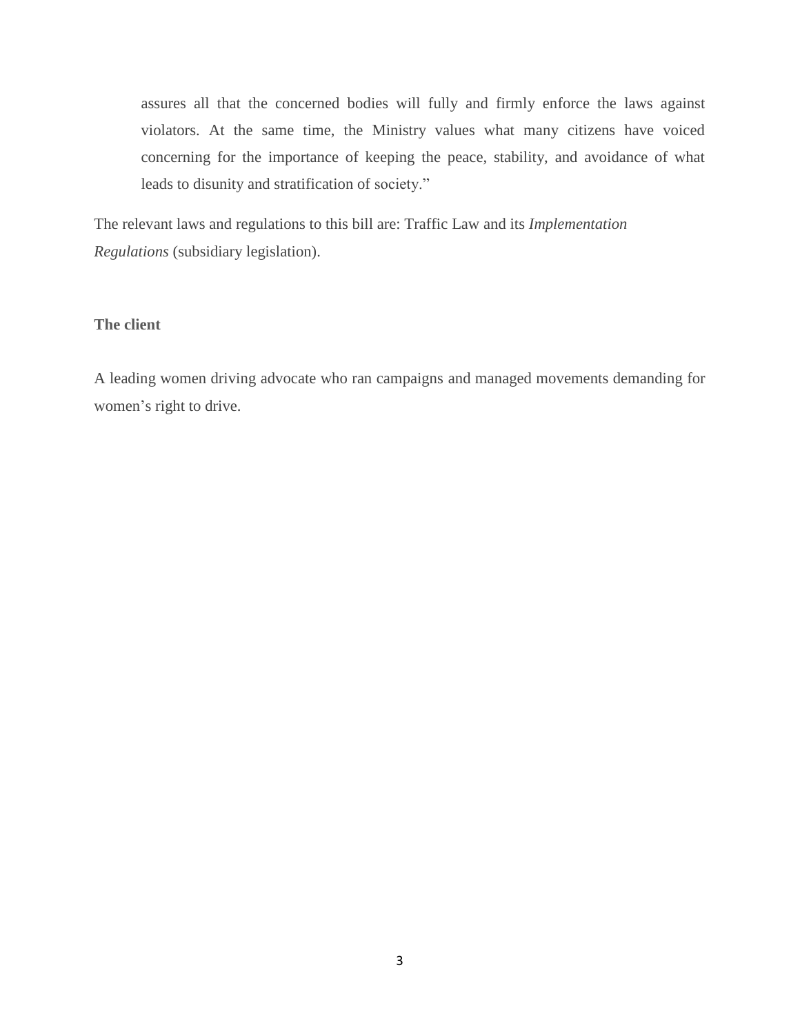> assures all that the concerned bodies will fully and firmly enforce the laws against violators. At the same time, the Ministry values what many citizens have voiced concerning for the importance of keeping the peace, stability, and avoidance of what leads to disunity and stratification of society."

The relevant laws and regulations to this bill are: Traffic Law and its *Implementation Regulations* (subsidiary legislation).

**The client**

A leading women driving advocate who ran campaigns and managed movements demanding for women's right to drive.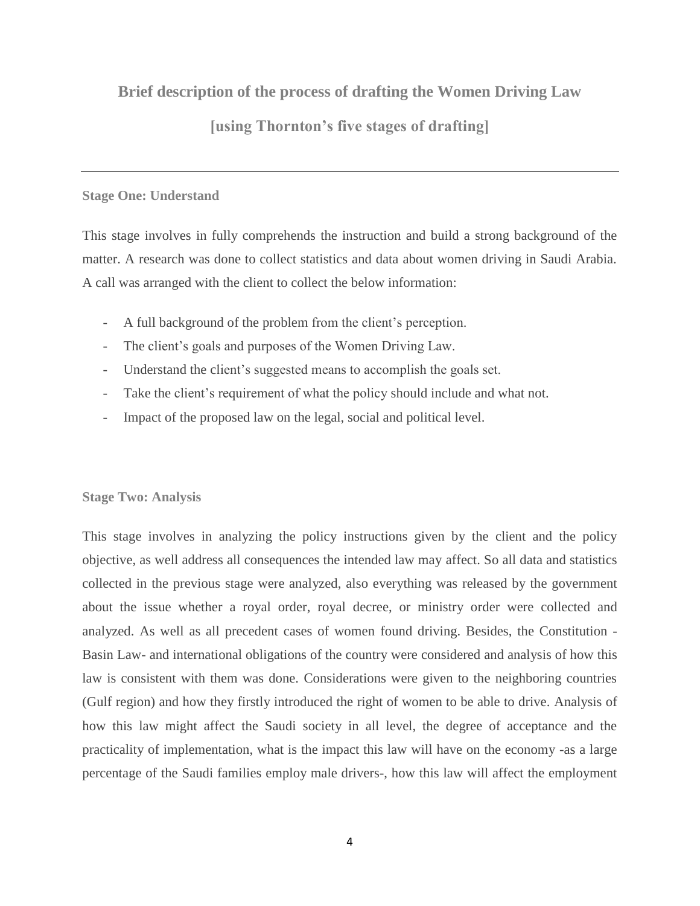# Brief description of the process of drafting the Women Driving Law

## [using Thornton's five stages of drafting]

---

### Stage One: Understand

This stage involves in fully comprehends the instruction and build a strong background of the matter. A research was done to collect statistics and data about women driving in Saudi Arabia. A call was arranged with the client to collect the below information:

- A full background of the problem from the client's perception.
- The client's goals and purposes of the Women Driving Law.
- Understand the client's suggested means to accomplish the goals set.
- Take the client's requirement of what the policy should include and what not.
- Impact of the proposed law on the legal, social and political level.

### Stage Two: Analysis

This stage involves in analyzing the policy instructions given by the client and the policy objective, as well address all consequences the intended law may affect. So all data and statistics collected in the previous stage were analyzed, also everything was released by the government about the issue whether a royal order, royal decree, or ministry order were collected and analyzed. As well as all precedent cases of women found driving. Besides, the Constitution -Basin Law- and international obligations of the country were considered and analysis of how this law is consistent with them was done. Considerations were given to the neighboring countries (Gulf region) and how they firstly introduced the right of women to be able to drive. Analysis of how this law might affect the Saudi society in all level, the degree of acceptance and the practicality of implementation, what is the impact this law will have on the economy -as a large percentage of the Saudi families employ male drivers-, how this law will affect the employment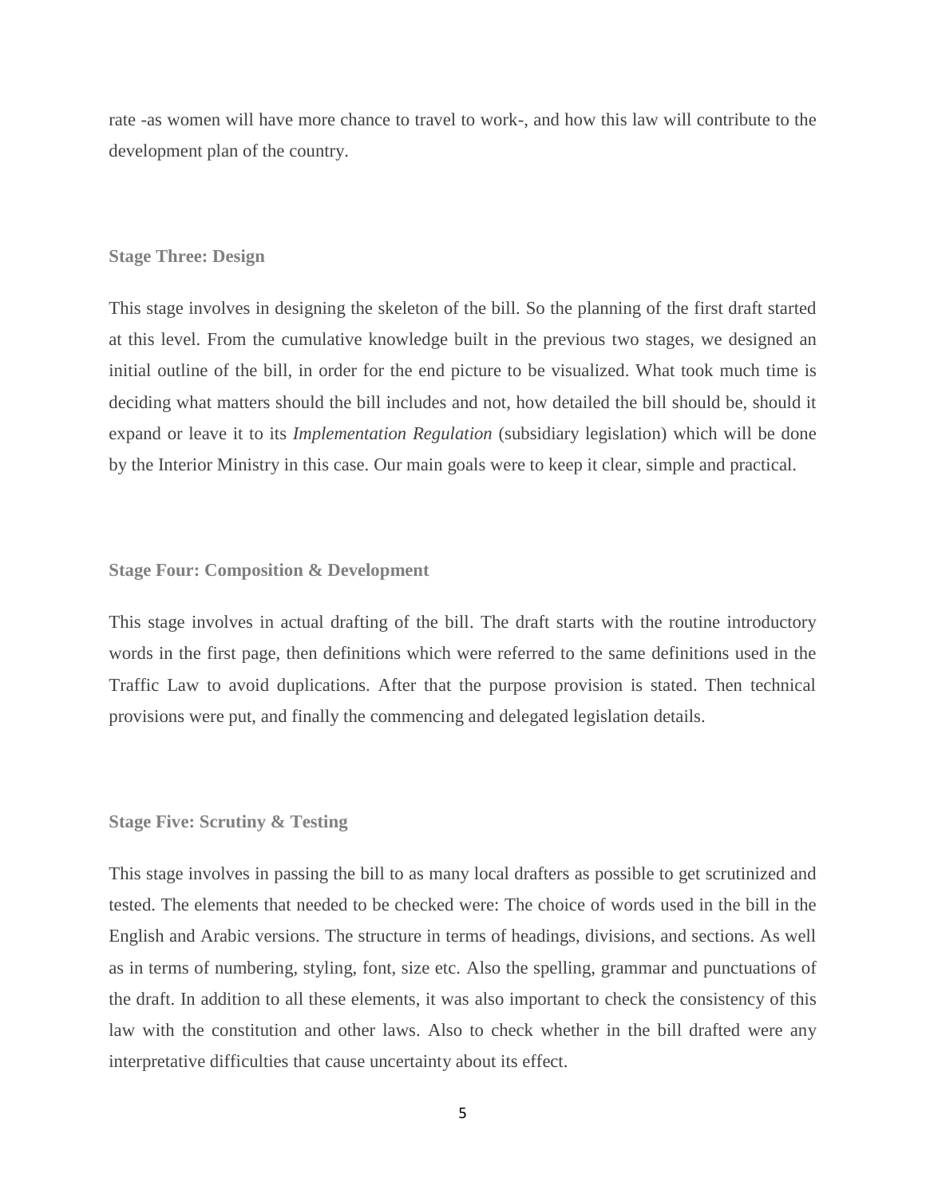rate -as women will have more chance to travel to work-, and how this law will contribute to the development plan of the country.

### Stage Three: Design

This stage involves in designing the skeleton of the bill. So the planning of the first draft started at this level. From the cumulative knowledge built in the previous two stages, we designed an initial outline of the bill, in order for the end picture to be visualized. What took much time is deciding what matters should the bill includes and not, how detailed the bill should be, should it expand or leave it to its *Implementation Regulation* (subsidiary legislation) which will be done by the Interior Ministry in this case. Our main goals were to keep it clear, simple and practical.

### Stage Four: Composition & Development

This stage involves in actual drafting of the bill. The draft starts with the routine introductory words in the first page, then definitions which were referred to the same definitions used in the Traffic Law to avoid duplications. After that the purpose provision is stated. Then technical provisions were put, and finally the commencing and delegated legislation details.

### Stage Five: Scrutiny & Testing

This stage involves in passing the bill to as many local drafters as possible to get scrutinized and tested. The elements that needed to be checked were: The choice of words used in the bill in the English and Arabic versions. The structure in terms of headings, divisions, and sections. As well as in terms of numbering, styling, font, size etc. Also the spelling, grammar and punctuations of the draft. In addition to all these elements, it was also important to check the consistency of this law with the constitution and other laws. Also to check whether in the bill drafted were any interpretative difficulties that cause uncertainty about its effect.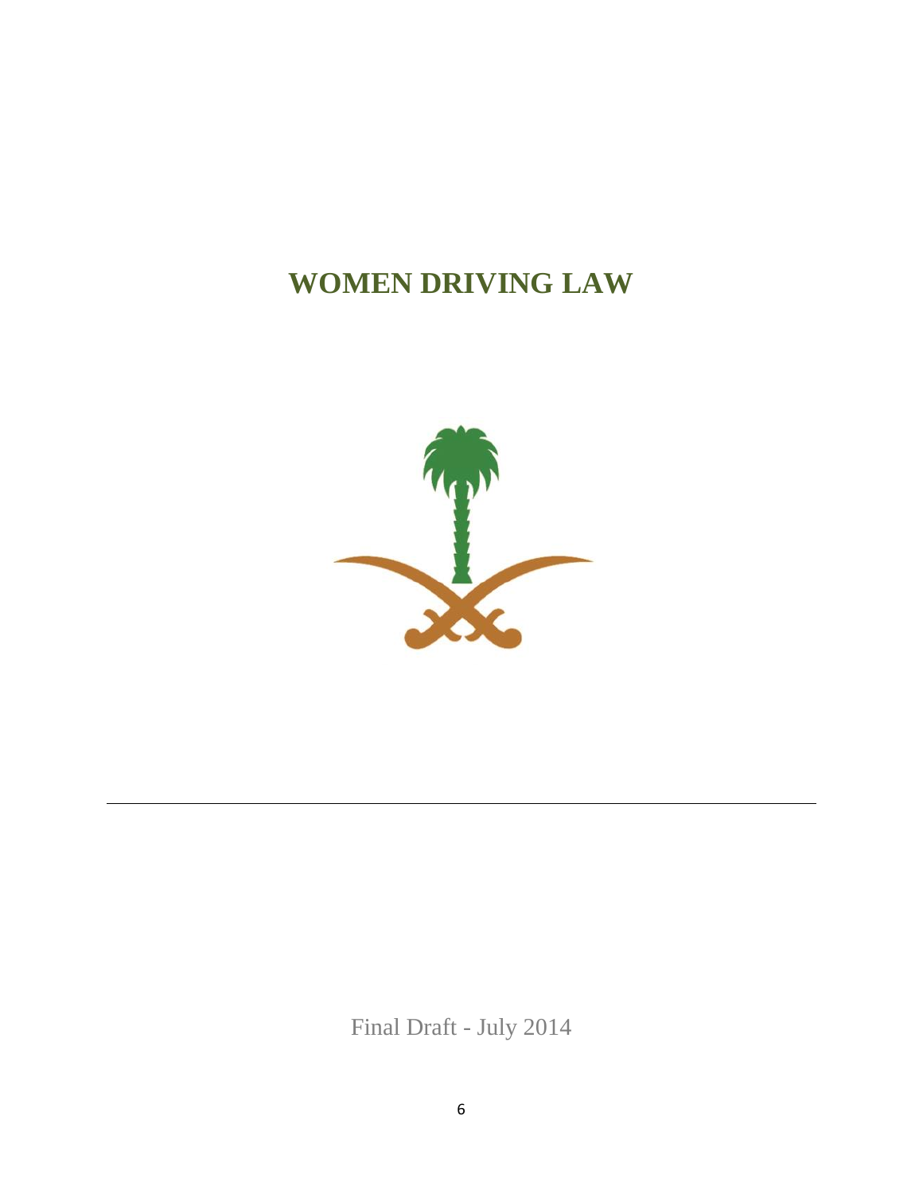# WOMEN DRIVING LAW

Final Draft - July 2014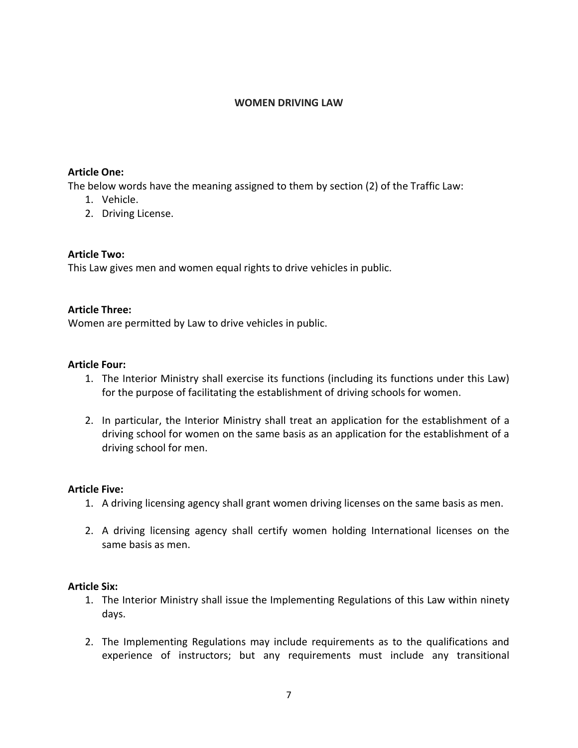**WOMEN DRIVING LAW**

**Article One:**

The below words have the meaning assigned to them by section (2) of the Traffic Law:

1. Vehicle.
2. Driving License.

**Article Two:**

This Law gives men and women equal rights to drive vehicles in public.

**Article Three:**

Women are permitted by Law to drive vehicles in public.

**Article Four:**

1. The Interior Ministry shall exercise its functions (including its functions under this Law) for the purpose of facilitating the establishment of driving schools for women.

2. In particular, the Interior Ministry shall treat an application for the establishment of a driving school for women on the same basis as an application for the establishment of a driving school for men.

**Article Five:**

1. A driving licensing agency shall grant women driving licenses on the same basis as men.

2. A driving licensing agency shall certify women holding International licenses on the same basis as men.

**Article Six:**

1. The Interior Ministry shall issue the Implementing Regulations of this Law within ninety days.

2. The Implementing Regulations may include requirements as to the qualifications and experience of instructors; but any requirements must include any transitional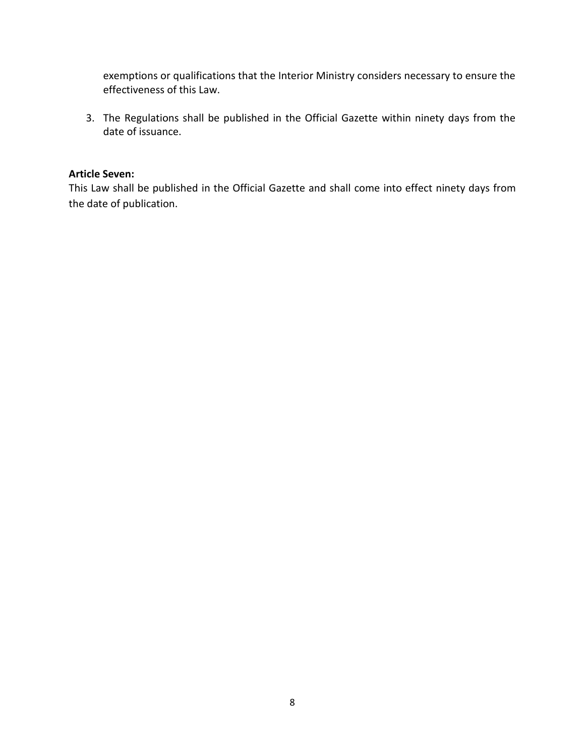exemptions or qualifications that the Interior Ministry considers necessary to ensure the effectiveness of this Law.

3. The Regulations shall be published in the Official Gazette within ninety days from the date of issuance.

**Article Seven:**
This Law shall be published in the Official Gazette and shall come into effect ninety days from the date of publication.